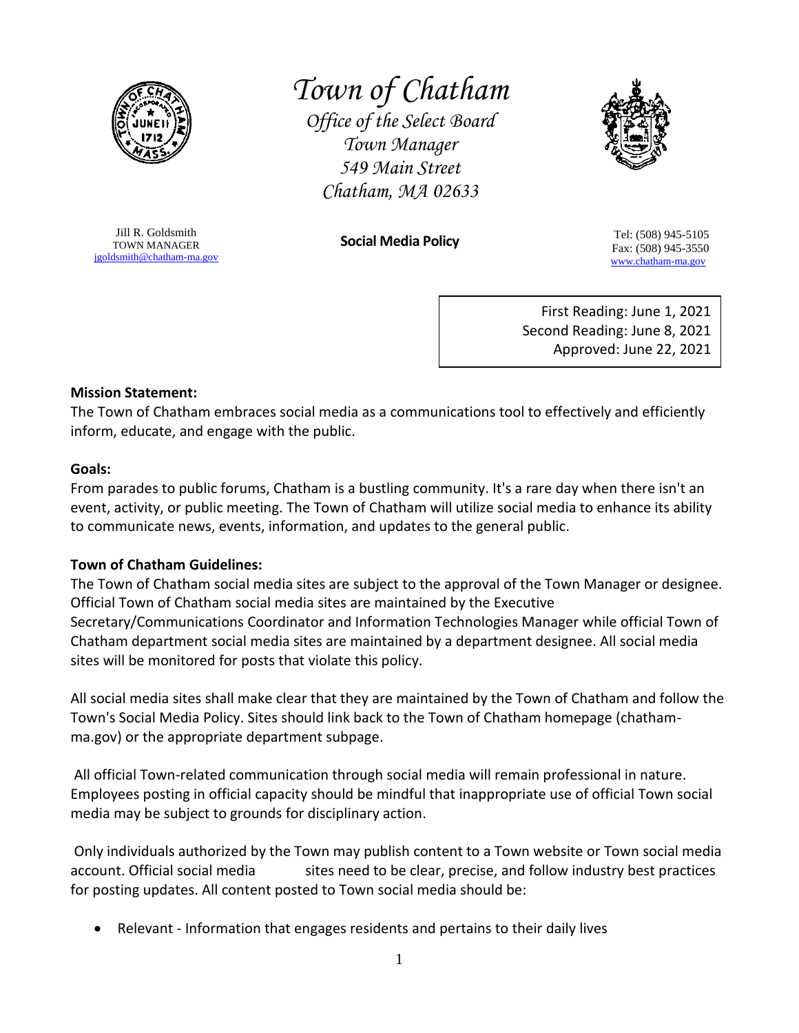# Town of Chatham

*Office of the Select Board*
*Town Manager*
*549 Main Street*
*Chatham, MA 02633*

Jill R. Goldsmith
TOWN MANAGER
jgoldsmith@chatham-ma.gov

Tel: (508) 945-5105
Fax: (508) 945-3550
www.chatham-ma.gov

## Social Media Policy

First Reading: June 1, 2021
Second Reading: June 8, 2021
Approved: June 22, 2021

**Mission Statement:**
The Town of Chatham embraces social media as a communications tool to effectively and efficiently inform, educate, and engage with the public.

**Goals:**
From parades to public forums, Chatham is a bustling community. It's a rare day when there isn't an event, activity, or public meeting. The Town of Chatham will utilize social media to enhance its ability to communicate news, events, information, and updates to the general public.

**Town of Chatham Guidelines:**
The Town of Chatham social media sites are subject to the approval of the Town Manager or designee. Official Town of Chatham social media sites are maintained by the Executive Secretary/Communications Coordinator and Information Technologies Manager while official Town of Chatham department social media sites are maintained by a department designee. All social media sites will be monitored for posts that violate this policy.

All social media sites shall make clear that they are maintained by the Town of Chatham and follow the Town's Social Media Policy. Sites should link back to the Town of Chatham homepage (chatham-ma.gov) or the appropriate department subpage.

All official Town-related communication through social media will remain professional in nature. Employees posting in official capacity should be mindful that inappropriate use of official Town social media may be subject to grounds for disciplinary action.

Only individuals authorized by the Town may publish content to a Town website or Town social media account. Official social media sites need to be clear, precise, and follow industry best practices for posting updates. All content posted to Town social media should be:

- Relevant - Information that engages residents and pertains to their daily lives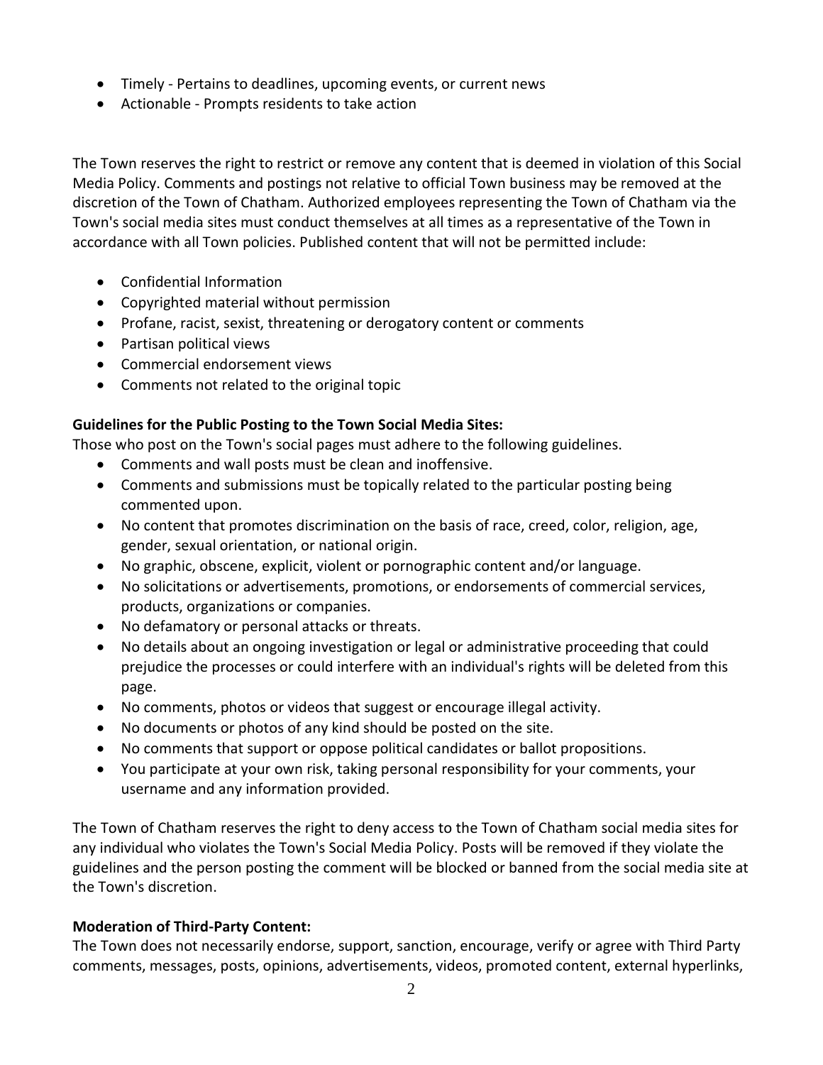- Timely - Pertains to deadlines, upcoming events, or current news
- Actionable - Prompts residents to take action

The Town reserves the right to restrict or remove any content that is deemed in violation of this Social Media Policy. Comments and postings not relative to official Town business may be removed at the discretion of the Town of Chatham. Authorized employees representing the Town of Chatham via the Town's social media sites must conduct themselves at all times as a representative of the Town in accordance with all Town policies. Published content that will not be permitted include:

- Confidential Information
- Copyrighted material without permission
- Profane, racist, sexist, threatening or derogatory content or comments
- Partisan political views
- Commercial endorsement views
- Comments not related to the original topic

**Guidelines for the Public Posting to the Town Social Media Sites:**

Those who post on the Town's social pages must adhere to the following guidelines.

- Comments and wall posts must be clean and inoffensive.
- Comments and submissions must be topically related to the particular posting being commented upon.
- No content that promotes discrimination on the basis of race, creed, color, religion, age, gender, sexual orientation, or national origin.
- No graphic, obscene, explicit, violent or pornographic content and/or language.
- No solicitations or advertisements, promotions, or endorsements of commercial services, products, organizations or companies.
- No defamatory or personal attacks or threats.
- No details about an ongoing investigation or legal or administrative proceeding that could prejudice the processes or could interfere with an individual's rights will be deleted from this page.
- No comments, photos or videos that suggest or encourage illegal activity.
- No documents or photos of any kind should be posted on the site.
- No comments that support or oppose political candidates or ballot propositions.
- You participate at your own risk, taking personal responsibility for your comments, your username and any information provided.

The Town of Chatham reserves the right to deny access to the Town of Chatham social media sites for any individual who violates the Town's Social Media Policy. Posts will be removed if they violate the guidelines and the person posting the comment will be blocked or banned from the social media site at the Town's discretion.

**Moderation of Third-Party Content:**

The Town does not necessarily endorse, support, sanction, encourage, verify or agree with Third Party comments, messages, posts, opinions, advertisements, videos, promoted content, external hyperlinks,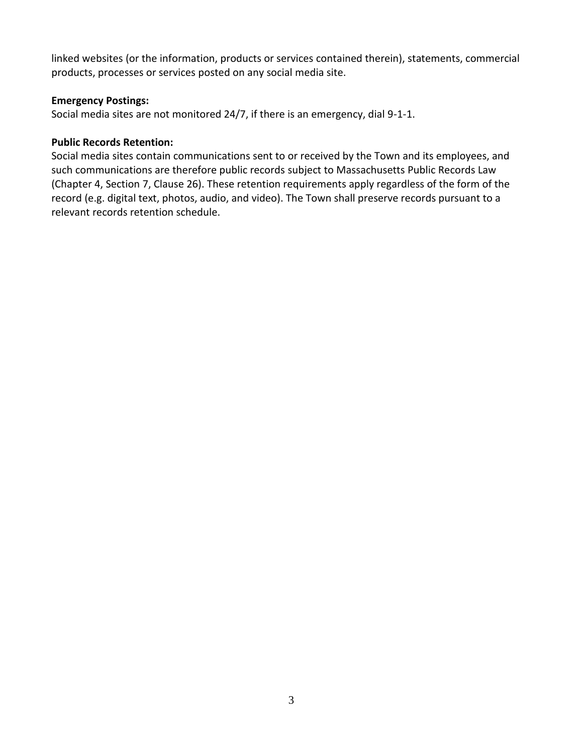linked websites (or the information, products or services contained therein), statements, commercial products, processes or services posted on any social media site.

**Emergency Postings:**
Social media sites are not monitored 24/7, if there is an emergency, dial 9-1-1.

**Public Records Retention:**
Social media sites contain communications sent to or received by the Town and its employees, and such communications are therefore public records subject to Massachusetts Public Records Law (Chapter 4, Section 7, Clause 26). These retention requirements apply regardless of the form of the record (e.g. digital text, photos, audio, and video). The Town shall preserve records pursuant to a relevant records retention schedule.